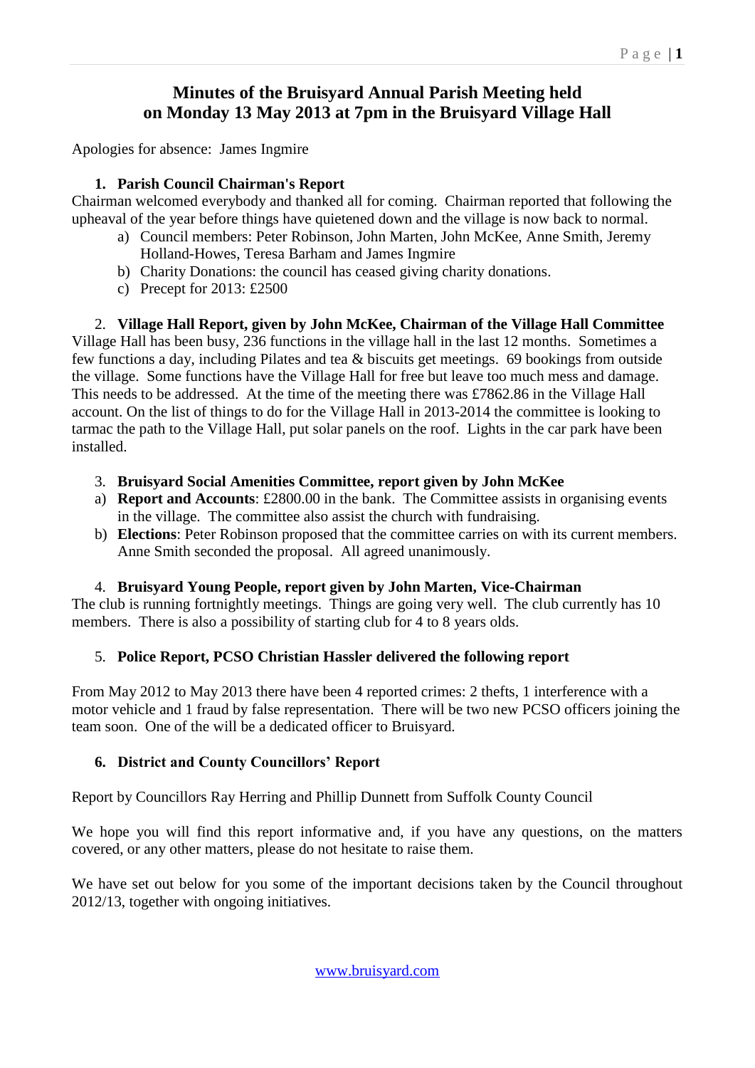# Minutes of the Bruisyard Annual Parish Meeting held on Monday 13 May 2013 at 7pm in the Bruisyard Village Hall

Apologies for absence: James Ingmire

1. **Parish Council Chairman's Report**

Chairman welcomed everybody and thanked all for coming. Chairman reported that following the upheaval of the year before things have quietened down and the village is now back to normal.

   a) Council members: Peter Robinson, John Marten, John McKee, Anne Smith, Jeremy Holland-Howes, Teresa Barham and James Ingmire
   b) Charity Donations: the council has ceased giving charity donations.
   c) Precept for 2013: £2500

2. **Village Hall Report, given by John McKee, Chairman of the Village Hall Committee**

Village Hall has been busy, 236 functions in the village hall in the last 12 months. Sometimes a few functions a day, including Pilates and tea & biscuits get meetings. 69 bookings from outside the village. Some functions have the Village Hall for free but leave too much mess and damage. This needs to be addressed. At the time of the meeting there was £7862.86 in the Village Hall account. On the list of things to do for the Village Hall in 2013-2014 the committee is looking to tarmac the path to the Village Hall, put solar panels on the roof. Lights in the car park have been installed.

3. **Bruisyard Social Amenities Committee, report given by John McKee**

   a) **Report and Accounts**: £2800.00 in the bank. The Committee assists in organising events in the village. The committee also assist the church with fundraising.
   b) **Elections**: Peter Robinson proposed that the committee carries on with its current members. Anne Smith seconded the proposal. All agreed unanimously.

4. **Bruisyard Young People, report given by John Marten, Vice-Chairman**

The club is running fortnightly meetings. Things are going very well. The club currently has 10 members. There is also a possibility of starting club for 4 to 8 years olds.

5. **Police Report, PCSO Christian Hassler delivered the following report**

From May 2012 to May 2013 there have been 4 reported crimes: 2 thefts, 1 interference with a motor vehicle and 1 fraud by false representation. There will be two new PCSO officers joining the team soon. One of the will be a dedicated officer to Bruisyard.

6. **District and County Councillors' Report**

Report by Councillors Ray Herring and Phillip Dunnett from Suffolk County Council

We hope you will find this report informative and, if you have any questions, on the matters covered, or any other matters, please do not hesitate to raise them.

We have set out below for you some of the important decisions taken by the Council throughout 2012/13, together with ongoing initiatives.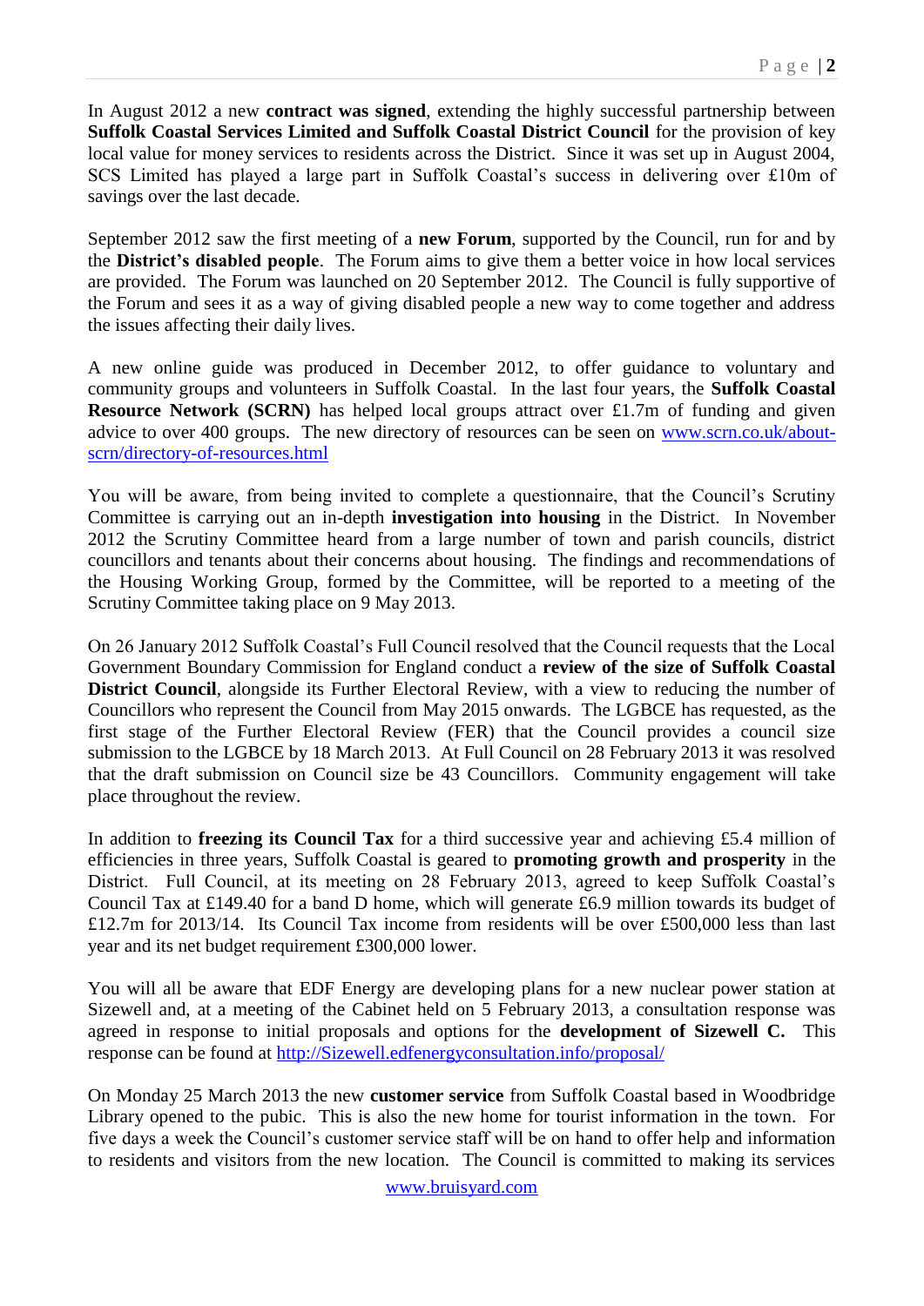In August 2012 a new **contract was signed**, extending the highly successful partnership between **Suffolk Coastal Services Limited and Suffolk Coastal District Council** for the provision of key local value for money services to residents across the District. Since it was set up in August 2004, SCS Limited has played a large part in Suffolk Coastal's success in delivering over £10m of savings over the last decade.

September 2012 saw the first meeting of a **new Forum**, supported by the Council, run for and by the **District's disabled people**. The Forum aims to give them a better voice in how local services are provided. The Forum was launched on 20 September 2012. The Council is fully supportive of the Forum and sees it as a way of giving disabled people a new way to come together and address the issues affecting their daily lives.

A new online guide was produced in December 2012, to offer guidance to voluntary and community groups and volunteers in Suffolk Coastal. In the last four years, the **Suffolk Coastal Resource Network (SCRN)** has helped local groups attract over £1.7m of funding and given advice to over 400 groups. The new directory of resources can be seen on [www.scrn.co.uk/about-scrn/directory-of-resources.html](www.scrn.co.uk/about-scrn/directory-of-resources.html)

You will be aware, from being invited to complete a questionnaire, that the Council's Scrutiny Committee is carrying out an in-depth **investigation into housing** in the District. In November 2012 the Scrutiny Committee heard from a large number of town and parish councils, district councillors and tenants about their concerns about housing. The findings and recommendations of the Housing Working Group, formed by the Committee, will be reported to a meeting of the Scrutiny Committee taking place on 9 May 2013.

On 26 January 2012 Suffolk Coastal's Full Council resolved that the Council requests that the Local Government Boundary Commission for England conduct a **review of the size of Suffolk Coastal District Council**, alongside its Further Electoral Review, with a view to reducing the number of Councillors who represent the Council from May 2015 onwards. The LGBCE has requested, as the first stage of the Further Electoral Review (FER) that the Council provides a council size submission to the LGBCE by 18 March 2013. At Full Council on 28 February 2013 it was resolved that the draft submission on Council size be 43 Councillors. Community engagement will take place throughout the review.

In addition to **freezing its Council Tax** for a third successive year and achieving £5.4 million of efficiencies in three years, Suffolk Coastal is geared to **promoting growth and prosperity** in the District. Full Council, at its meeting on 28 February 2013, agreed to keep Suffolk Coastal's Council Tax at £149.40 for a band D home, which will generate £6.9 million towards its budget of £12.7m for 2013/14. Its Council Tax income from residents will be over £500,000 less than last year and its net budget requirement £300,000 lower.

You will all be aware that EDF Energy are developing plans for a new nuclear power station at Sizewell and, at a meeting of the Cabinet held on 5 February 2013, a consultation response was agreed in response to initial proposals and options for the **development of Sizewell C.** This response can be found at [http://Sizewell.edfenergyconsultation.info/proposal/](http://Sizewell.edfenergyconsultation.info/proposal/)

On Monday 25 March 2013 the new **customer service** from Suffolk Coastal based in Woodbridge Library opened to the pubic. This is also the new home for tourist information in the town. For five days a week the Council's customer service staff will be on hand to offer help and information to residents and visitors from the new location. The Council is committed to making its services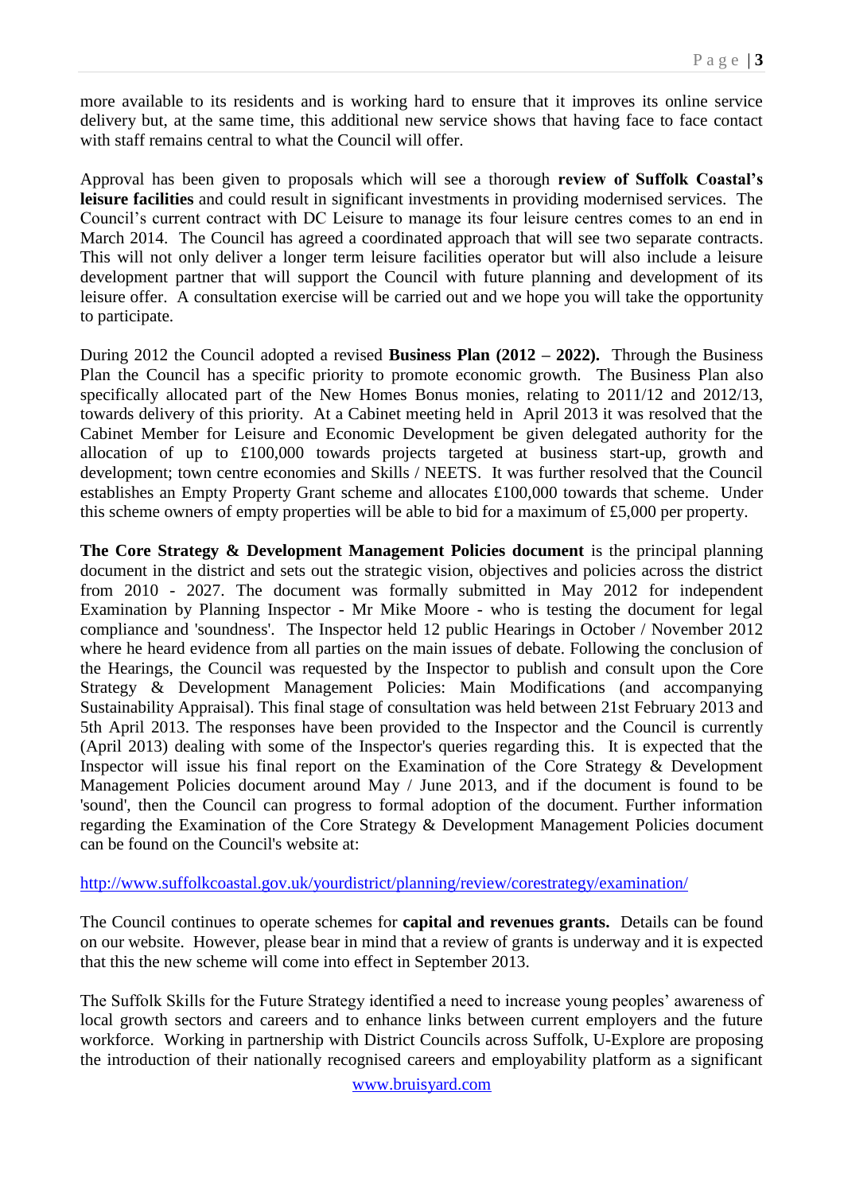more available to its residents and is working hard to ensure that it improves its online service delivery but, at the same time, this additional new service shows that having face to face contact with staff remains central to what the Council will offer.

Approval has been given to proposals which will see a thorough **review of Suffolk Coastal's leisure facilities** and could result in significant investments in providing modernised services. The Council's current contract with DC Leisure to manage its four leisure centres comes to an end in March 2014. The Council has agreed a coordinated approach that will see two separate contracts. This will not only deliver a longer term leisure facilities operator but will also include a leisure development partner that will support the Council with future planning and development of its leisure offer. A consultation exercise will be carried out and we hope you will take the opportunity to participate.

During 2012 the Council adopted a revised **Business Plan (2012 – 2022).** Through the Business Plan the Council has a specific priority to promote economic growth. The Business Plan also specifically allocated part of the New Homes Bonus monies, relating to 2011/12 and 2012/13, towards delivery of this priority. At a Cabinet meeting held in April 2013 it was resolved that the Cabinet Member for Leisure and Economic Development be given delegated authority for the allocation of up to £100,000 towards projects targeted at business start-up, growth and development; town centre economies and Skills / NEETS. It was further resolved that the Council establishes an Empty Property Grant scheme and allocates £100,000 towards that scheme. Under this scheme owners of empty properties will be able to bid for a maximum of £5,000 per property.

**The Core Strategy & Development Management Policies document** is the principal planning document in the district and sets out the strategic vision, objectives and policies across the district from 2010 - 2027. The document was formally submitted in May 2012 for independent Examination by Planning Inspector - Mr Mike Moore - who is testing the document for legal compliance and 'soundness'. The Inspector held 12 public Hearings in October / November 2012 where he heard evidence from all parties on the main issues of debate. Following the conclusion of the Hearings, the Council was requested by the Inspector to publish and consult upon the Core Strategy & Development Management Policies: Main Modifications (and accompanying Sustainability Appraisal). This final stage of consultation was held between 21st February 2013 and 5th April 2013. The responses have been provided to the Inspector and the Council is currently (April 2013) dealing with some of the Inspector's queries regarding this. It is expected that the Inspector will issue his final report on the Examination of the Core Strategy & Development Management Policies document around May / June 2013, and if the document is found to be 'sound', then the Council can progress to formal adoption of the document. Further information regarding the Examination of the Core Strategy & Development Management Policies document can be found on the Council's website at:

http://www.suffolkcoastal.gov.uk/yourdistrict/planning/review/corestrategy/examination/

The Council continues to operate schemes for **capital and revenues grants.** Details can be found on our website. However, please bear in mind that a review of grants is underway and it is expected that this the new scheme will come into effect in September 2013.

The Suffolk Skills for the Future Strategy identified a need to increase young peoples' awareness of local growth sectors and careers and to enhance links between current employers and the future workforce. Working in partnership with District Councils across Suffolk, U-Explore are proposing the introduction of their nationally recognised careers and employability platform as a significant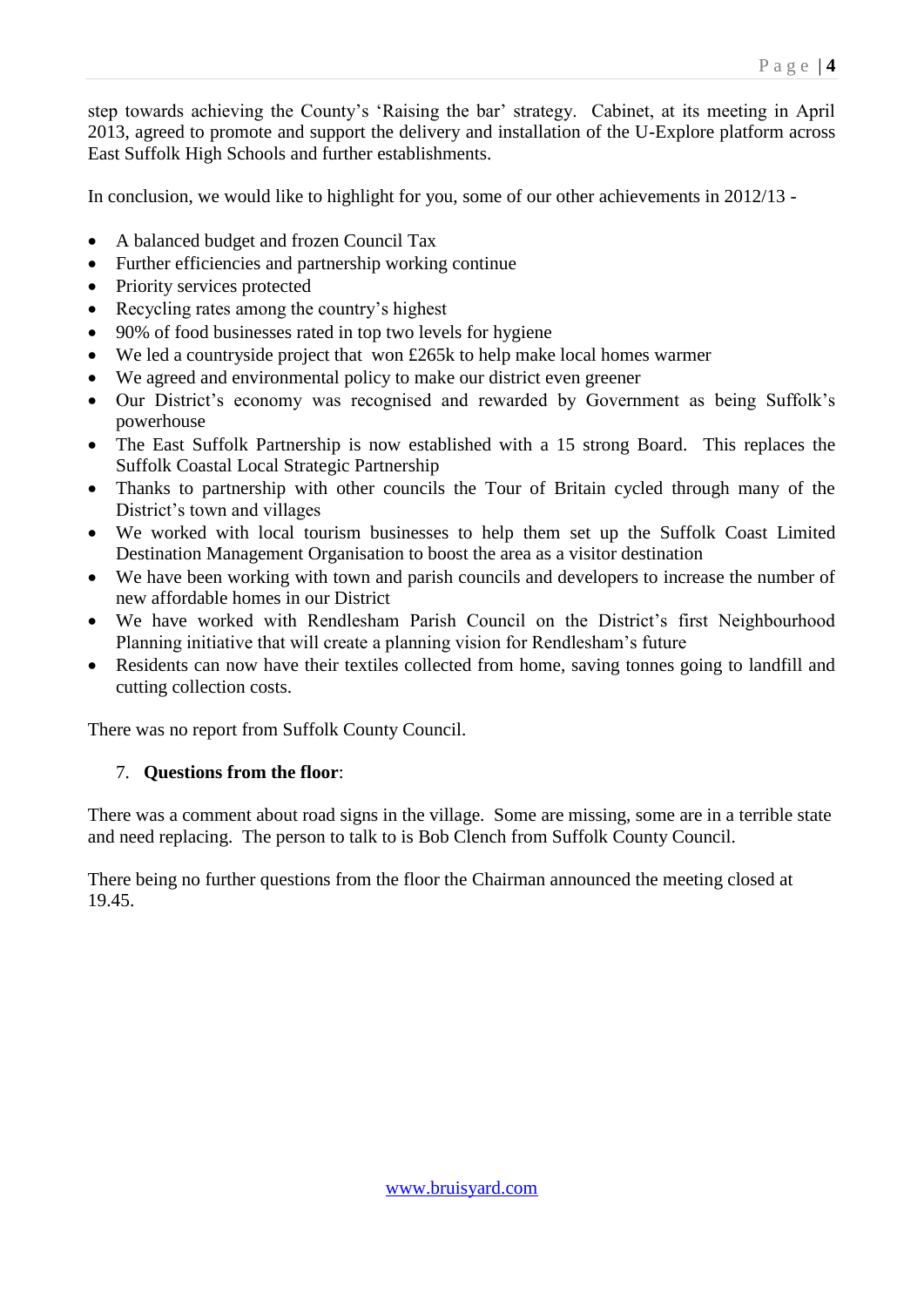step towards achieving the County's 'Raising the bar' strategy. Cabinet, at its meeting in April 2013, agreed to promote and support the delivery and installation of the U-Explore platform across East Suffolk High Schools and further establishments.

In conclusion, we would like to highlight for you, some of our other achievements in 2012/13 -

- A balanced budget and frozen Council Tax
- Further efficiencies and partnership working continue
- Priority services protected
- Recycling rates among the country's highest
- 90% of food businesses rated in top two levels for hygiene
- We led a countryside project that won £265k to help make local homes warmer
- We agreed and environmental policy to make our district even greener
- Our District's economy was recognised and rewarded by Government as being Suffolk's powerhouse
- The East Suffolk Partnership is now established with a 15 strong Board. This replaces the Suffolk Coastal Local Strategic Partnership
- Thanks to partnership with other councils the Tour of Britain cycled through many of the District's town and villages
- We worked with local tourism businesses to help them set up the Suffolk Coast Limited Destination Management Organisation to boost the area as a visitor destination
- We have been working with town and parish councils and developers to increase the number of new affordable homes in our District
- We have worked with Rendlesham Parish Council on the District's first Neighbourhood Planning initiative that will create a planning vision for Rendlesham's future
- Residents can now have their textiles collected from home, saving tonnes going to landfill and cutting collection costs.

There was no report from Suffolk County Council.

7. **Questions from the floor**:

There was a comment about road signs in the village. Some are missing, some are in a terrible state and need replacing. The person to talk to is Bob Clench from Suffolk County Council.

There being no further questions from the floor the Chairman announced the meeting closed at 19.45.

www.bruisyard.com